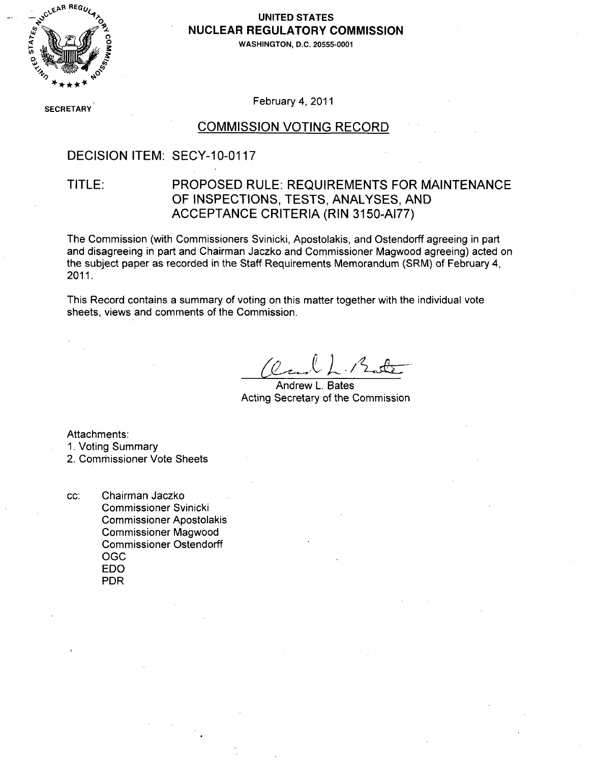UNITED STATES
**NUCLEAR REGULATORY COMMISSION**
WASHINGTON, D.C. 20555-0001

SECRETARY

February 4, 2011

## COMMISSION VOTING RECORD

DECISION ITEM: SECY-10-0117

TITLE: PROPOSED RULE: REQUIREMENTS FOR MAINTENANCE OF INSPECTIONS, TESTS, ANALYSES, AND ACCEPTANCE CRITERIA (RIN 3150-AI77)

The Commission (with Commissioners Svinicki, Apostolakis, and Ostendorff agreeing in part and disagreeing in part and Chairman Jaczko and Commissioner Magwood agreeing) acted on the subject paper as recorded in the Staff Requirements Memorandum (SRM) of February 4, 2011.

This Record contains a summary of voting on this matter together with the individual vote sheets, views and comments of the Commission.

Andrew L. Bates
Acting Secretary of the Commission

Attachments:
1. Voting Summary
2. Commissioner Vote Sheets

cc: Chairman Jaczko
Commissioner Svinicki
Commissioner Apostolakis
Commissioner Magwood
Commissioner Ostendorff
OGC
EDO
PDR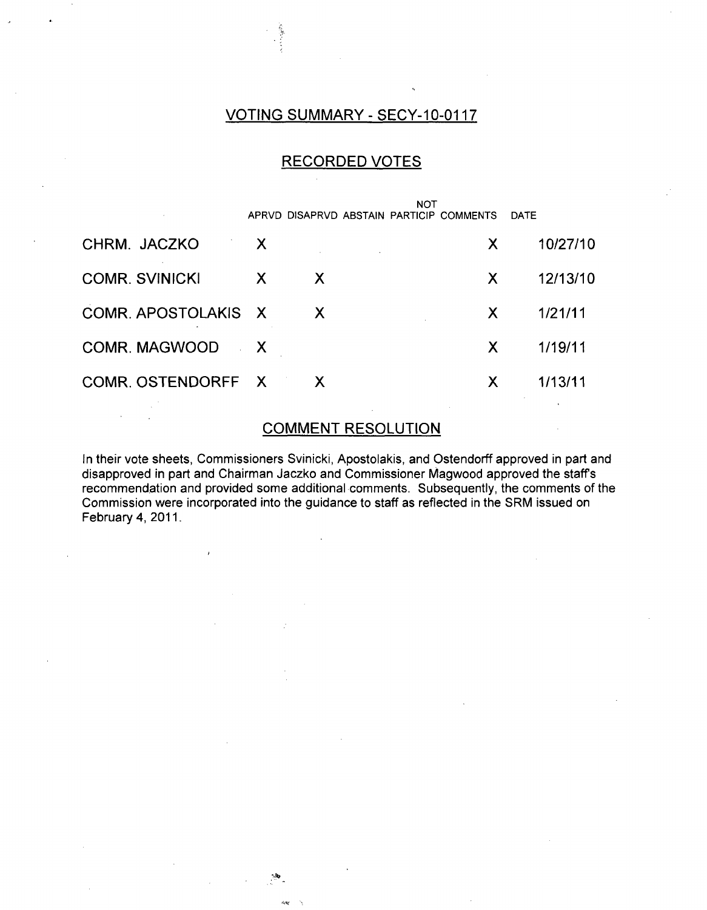## VOTING SUMMARY - SECY-10-0117

## RECORDED VOTES

| | APRVD | DISAPRVD | ABSTAIN | NOT PARTICIP | COMMENTS | DATE |
|---|---|---|---|---|---|---|
| CHRM. JACZKO | X | | | | X | 10/27/10 |
| COMR. SVINICKI | X | X | | | X | 12/13/10 |
| COMR. APOSTOLAKIS | X | X | | | X | 1/21/11 |
| COMR. MAGWOOD | X | | | | X | 1/19/11 |
| COMR. OSTENDORFF | X | X | | | X | 1/13/11 |

## COMMENT RESOLUTION

In their vote sheets, Commissioners Svinicki, Apostolakis, and Ostendorff approved in part and disapproved in part and Chairman Jaczko and Commissioner Magwood approved the staff's recommendation and provided some additional comments. Subsequently, the comments of the Commission were incorporated into the guidance to staff as reflected in the SRM issued on February 4, 2011.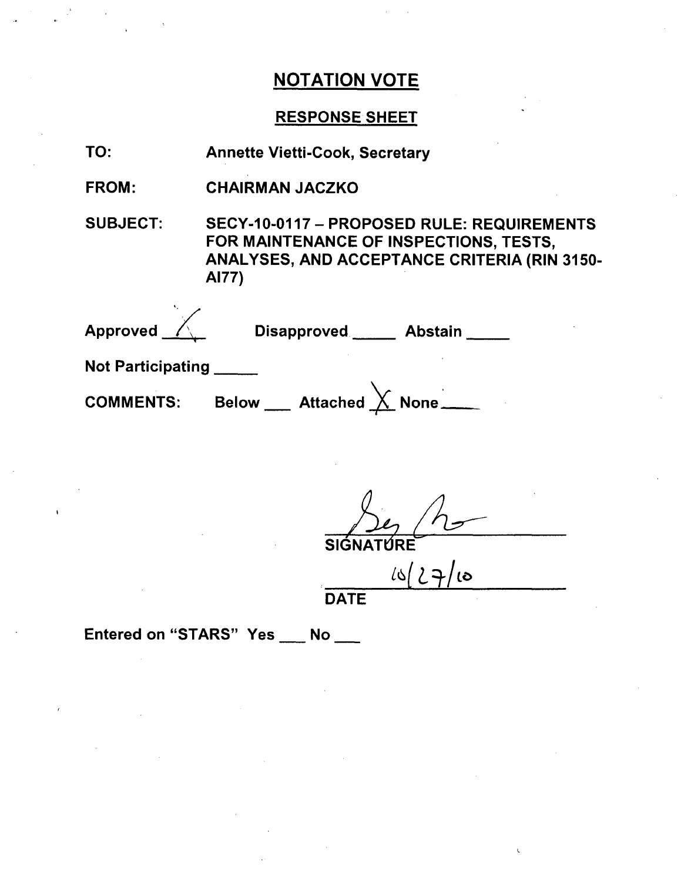# NOTATION VOTE

## RESPONSE SHEET

TO: Annette Vietti-Cook, Secretary

FROM: CHAIRMAN JACZKO

SUBJECT: SECY-10-0117 – PROPOSED RULE: REQUIREMENTS FOR MAINTENANCE OF INSPECTIONS, TESTS, ANALYSES, AND ACCEPTANCE CRITERIA (RIN 3150-AI77)

Approved X Disapproved ___ Abstain ___

Not Participating ___

COMMENTS: Below ___ Attached X None ___

SIGNATURE

10/27/10

DATE

Entered on "STARS" Yes ___ No ___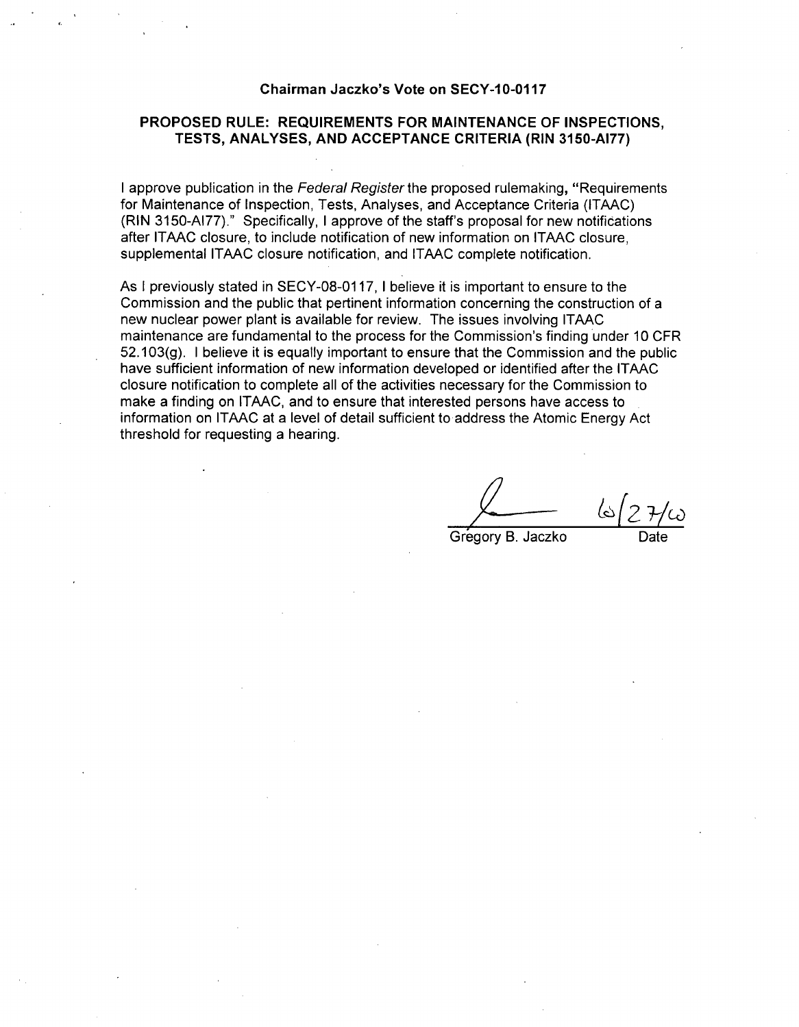**Chairman Jaczko's Vote on SECY-10-0117**

**PROPOSED RULE: REQUIREMENTS FOR MAINTENANCE OF INSPECTIONS, TESTS, ANALYSES, AND ACCEPTANCE CRITERIA (RIN 3150-AI77)**

I approve publication in the *Federal Register* the proposed rulemaking, "Requirements for Maintenance of Inspection, Tests, Analyses, and Acceptance Criteria (ITAAC) (RIN 3150-AI77)." Specifically, I approve of the staff's proposal for new notifications after ITAAC closure, to include notification of new information on ITAAC closure, supplemental ITAAC closure notification, and ITAAC complete notification.

As I previously stated in SECY-08-0117, I believe it is important to ensure to the Commission and the public that pertinent information concerning the construction of a new nuclear power plant is available for review. The issues involving ITAAC maintenance are fundamental to the process for the Commission's finding under 10 CFR 52.103(g). I believe it is equally important to ensure that the Commission and the public have sufficient information of new information developed or identified after the ITAAC closure notification to complete all of the activities necessary for the Commission to make a finding on ITAAC, and to ensure that interested persons have access to information on ITAAC at a level of detail sufficient to address the Atomic Energy Act threshold for requesting a hearing.

Gregory B. Jaczko — Date: 6/27/10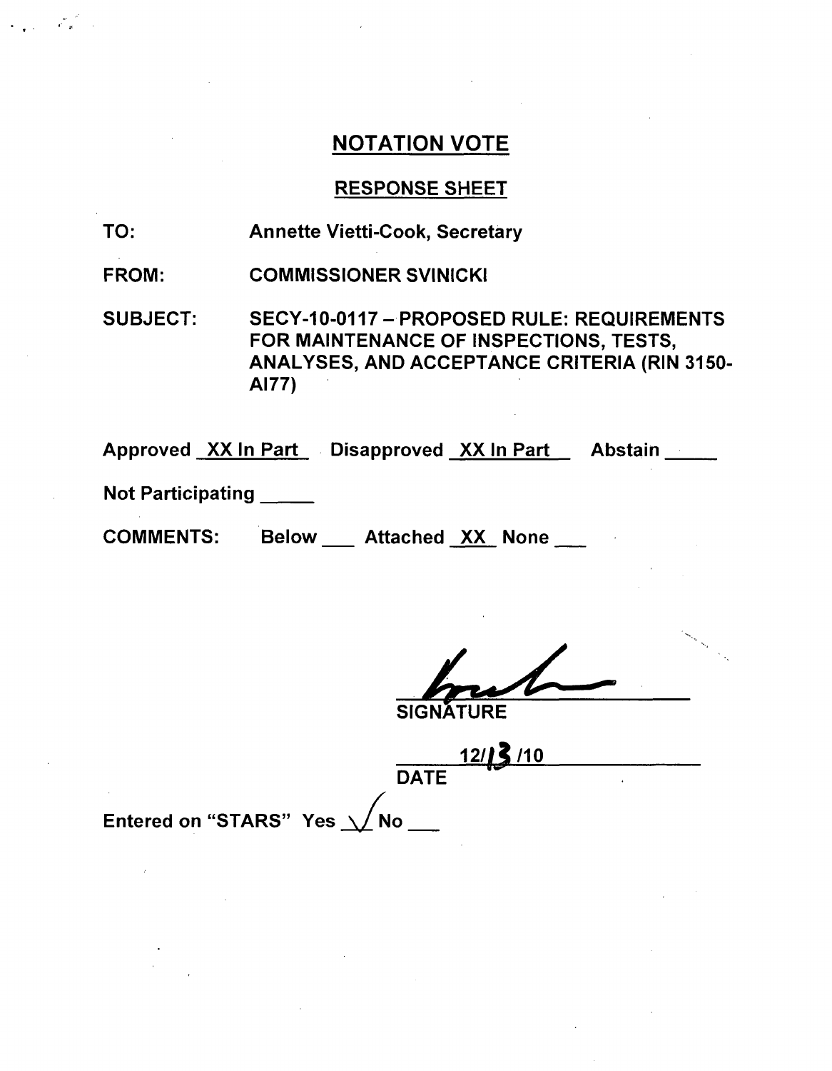## NOTATION VOTE

### RESPONSE SHEET

TO: Annette Vietti-Cook, Secretary

FROM: COMMISSIONER SVINICKI

SUBJECT: SECY-10-0117 – PROPOSED RULE: REQUIREMENTS FOR MAINTENANCE OF INSPECTIONS, TESTS, ANALYSES, AND ACCEPTANCE CRITERIA (RIN 3150-AI77)

Approved XX In Part Disapproved XX In Part Abstain _____

Not Participating _____

COMMENTS: Below ___ Attached XX None ___

SIGNATURE

12/13/10

DATE

Entered on "STARS" Yes ✓ No ___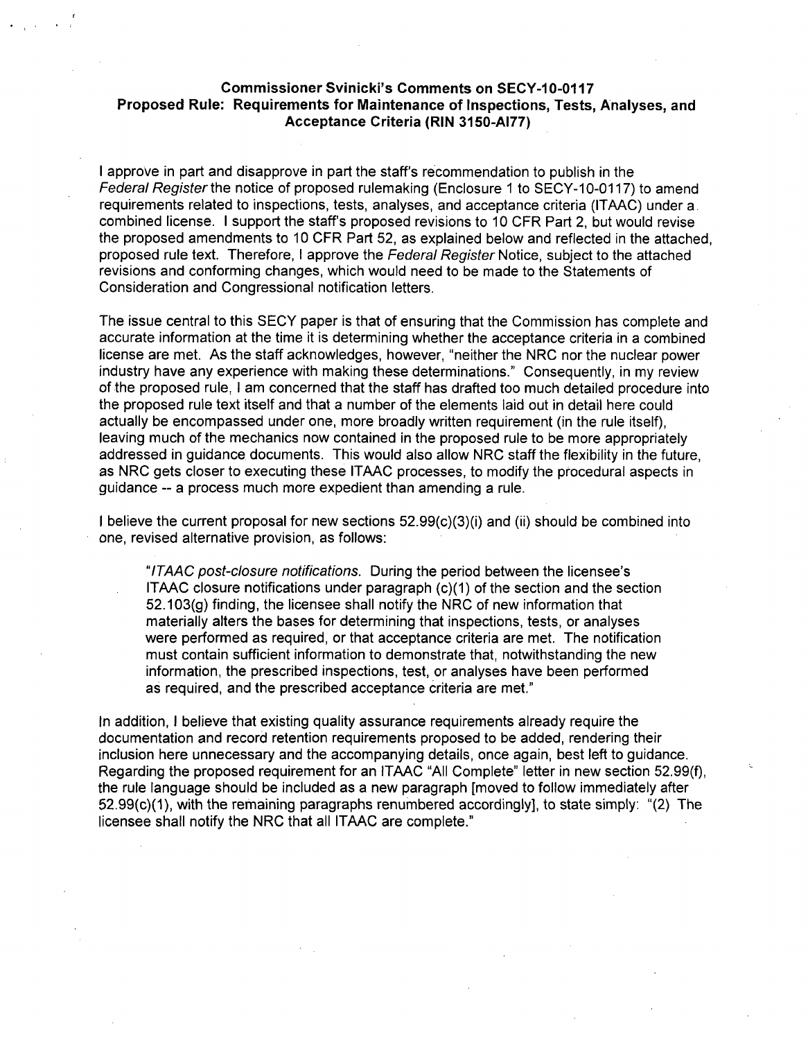**Commissioner Svinicki's Comments on SECY-10-0117**
**Proposed Rule: Requirements for Maintenance of Inspections, Tests, Analyses, and Acceptance Criteria (RIN 3150-AI77)**

I approve in part and disapprove in part the staff's recommendation to publish in the *Federal Register* the notice of proposed rulemaking (Enclosure 1 to SECY-10-0117) to amend requirements related to inspections, tests, analyses, and acceptance criteria (ITAAC) under a combined license. I support the staff's proposed revisions to 10 CFR Part 2, but would revise the proposed amendments to 10 CFR Part 52, as explained below and reflected in the attached, proposed rule text. Therefore, I approve the *Federal Register* Notice, subject to the attached revisions and conforming changes, which would need to be made to the Statements of Consideration and Congressional notification letters.

The issue central to this SECY paper is that of ensuring that the Commission has complete and accurate information at the time it is determining whether the acceptance criteria in a combined license are met. As the staff acknowledges, however, "neither the NRC nor the nuclear power industry have any experience with making these determinations." Consequently, in my review of the proposed rule, I am concerned that the staff has drafted too much detailed procedure into the proposed rule text itself and that a number of the elements laid out in detail here could actually be encompassed under one, more broadly written requirement (in the rule itself), leaving much of the mechanics now contained in the proposed rule to be more appropriately addressed in guidance documents. This would also allow NRC staff the flexibility in the future, as NRC gets closer to executing these ITAAC processes, to modify the procedural aspects in guidance -- a process much more expedient than amending a rule.

I believe the current proposal for new sections 52.99(c)(3)(i) and (ii) should be combined into one, revised alternative provision, as follows:

> "*ITAAC post-closure notifications.* During the period between the licensee's ITAAC closure notifications under paragraph (c)(1) of the section and the section 52.103(g) finding, the licensee shall notify the NRC of new information that materially alters the bases for determining that inspections, tests, or analyses were performed as required, or that acceptance criteria are met. The notification must contain sufficient information to demonstrate that, notwithstanding the new information, the prescribed inspections, test, or analyses have been performed as required, and the prescribed acceptance criteria are met."

In addition, I believe that existing quality assurance requirements already require the documentation and record retention requirements proposed to be added, rendering their inclusion here unnecessary and the accompanying details, once again, best left to guidance. Regarding the proposed requirement for an ITAAC "All Complete" letter in new section 52.99(f), the rule language should be included as a new paragraph [moved to follow immediately after 52.99(c)(1), with the remaining paragraphs renumbered accordingly], to state simply: "(2) The licensee shall notify the NRC that all ITAAC are complete."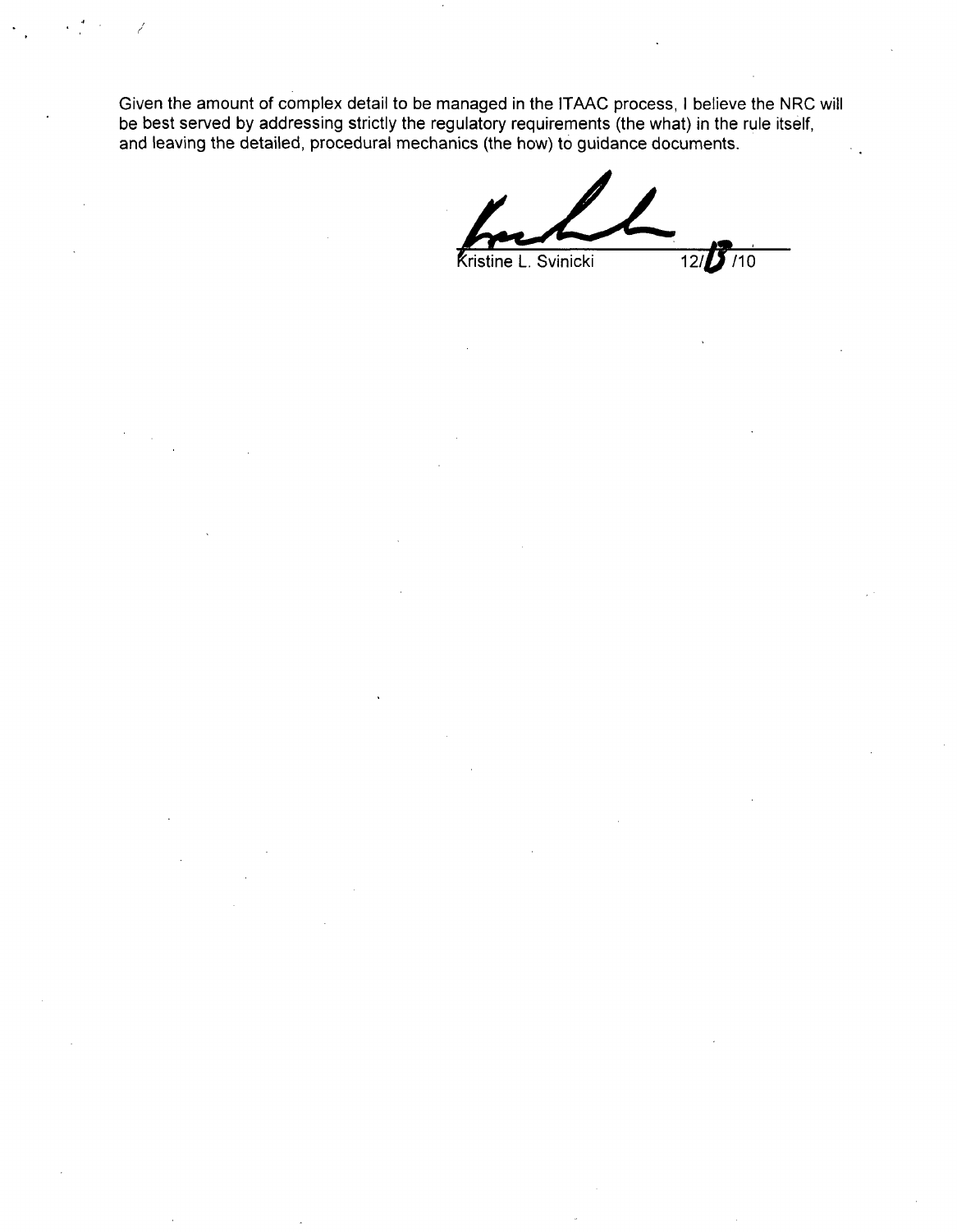Given the amount of complex detail to be managed in the ITAAC process, I believe the NRC will be best served by addressing strictly the regulatory requirements (the what) in the rule itself, and leaving the detailed, procedural mechanics (the how) to guidance documents.

Kristine L. Svinicki 12/13/10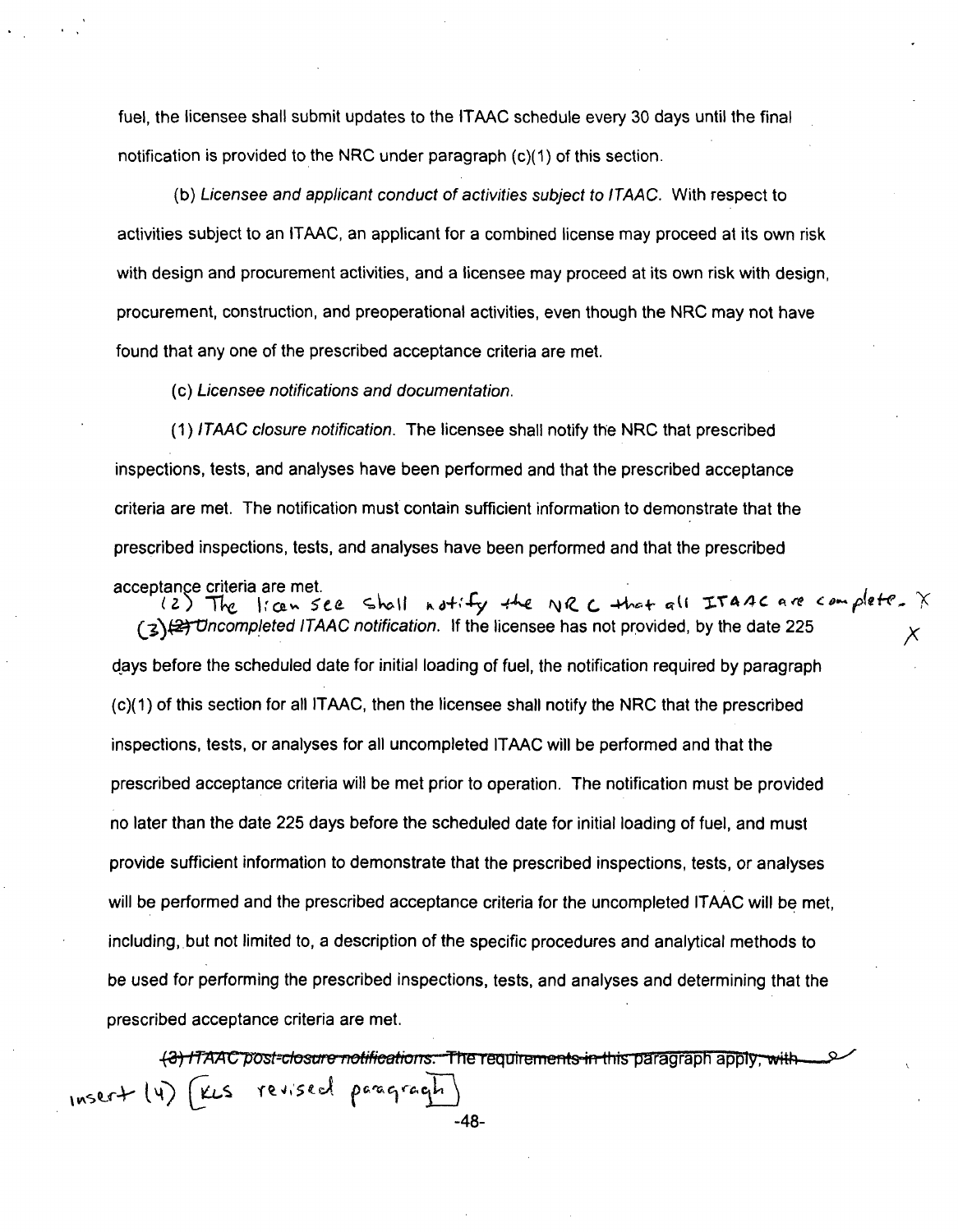fuel, the licensee shall submit updates to the ITAAC schedule every 30 days until the final notification is provided to the NRC under paragraph (c)(1) of this section.

(b) *Licensee and applicant conduct of activities subject to ITAAC.* With respect to activities subject to an ITAAC, an applicant for a combined license may proceed at its own risk with design and procurement activities, and a licensee may proceed at its own risk with design, procurement, construction, and preoperational activities, even though the NRC may not have found that any one of the prescribed acceptance criteria are met.

(c) *Licensee notifications and documentation.*

(1) *ITAAC closure notification.* The licensee shall notify the NRC that prescribed inspections, tests, and analyses have been performed and that the prescribed acceptance criteria are met. The notification must contain sufficient information to demonstrate that the prescribed inspections, tests, and analyses have been performed and that the prescribed acceptance criteria are met.

(2) The licensee shall notify the NRC that all ITAAC are complete. X

(3) ~~(2)~~ *Uncompleted ITAAC notification.* If the licensee has not provided, by the date 225 days before the scheduled date for initial loading of fuel, the notification required by paragraph (c)(1) of this section for all ITAAC, then the licensee shall notify the NRC that the prescribed inspections, tests, or analyses for all uncompleted ITAAC will be performed and that the prescribed acceptance criteria will be met prior to operation. The notification must be provided no later than the date 225 days before the scheduled date for initial loading of fuel, and must provide sufficient information to demonstrate that the prescribed inspections, tests, or analyses will be performed and the prescribed acceptance criteria for the uncompleted ITAAC will be met, including, but not limited to, a description of the specific procedures and analytical methods to be used for performing the prescribed inspections, tests, and analyses and determining that the prescribed acceptance criteria are met.

~~(3) *ITAAC post-closure notifications.* The requirements in this paragraph apply, with~~

insert (4) [KLS revised paragraph]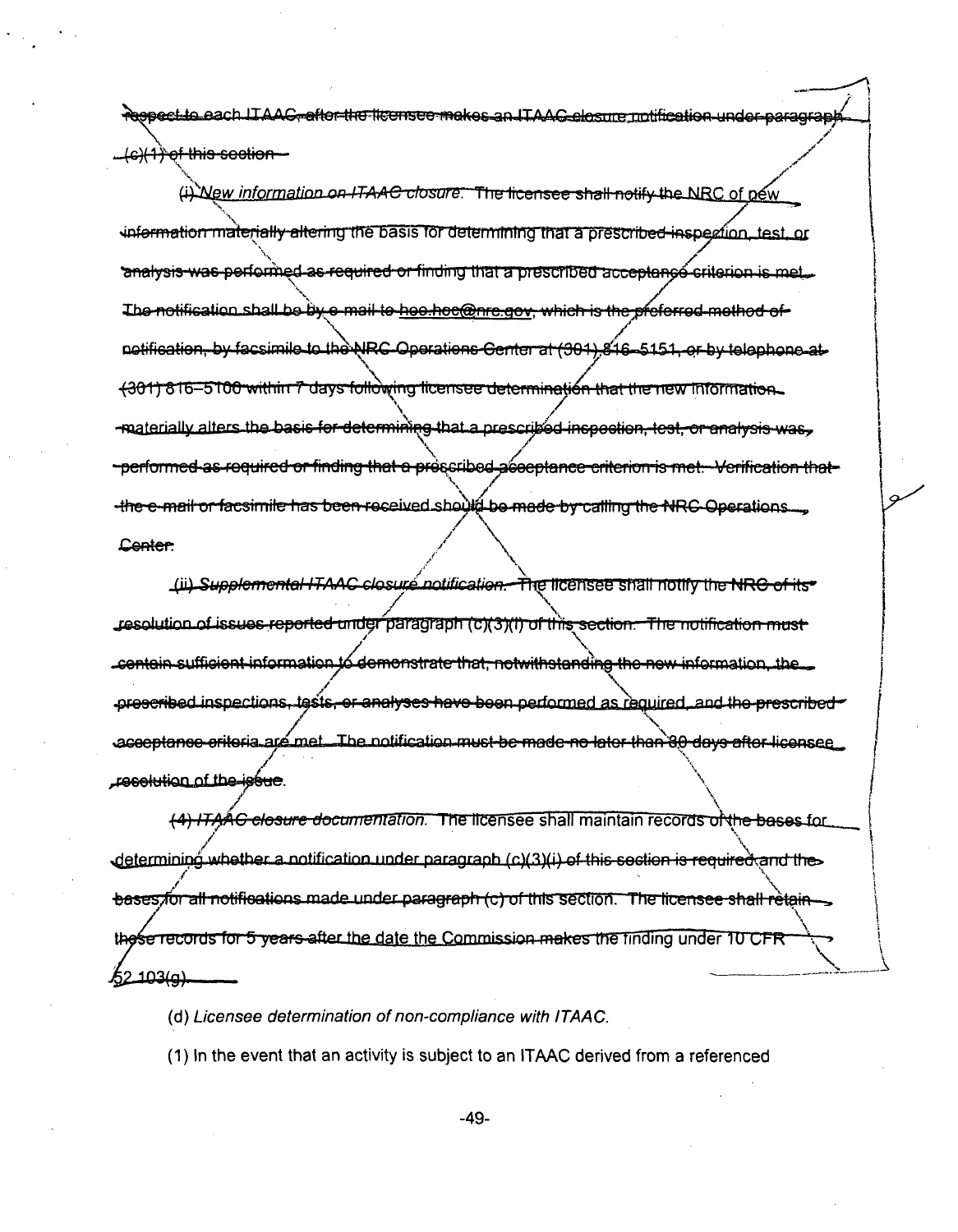respect to each ITAAC, after the licensee makes an ITAAC closure notification under paragraph (c)(1) of this section.

(i) *New information on ITAAC closure.* The licensee shall notify the NRC of new information materially altering the basis for determining that a prescribed inspection, test, or analysis was performed as required or finding that a prescribed acceptance criterion is met. The notification shall be by e-mail to hoo.hoc@nrc.gov, which is the preferred method of notification, by facsimile to the NRC Operations Center at (301) 816–5151, or by telephone at (301) 816–5100 within 7 days following licensee determination that the new information materially alters the basis for determining that a prescribed inspection, test, or analysis was performed as required or finding that a prescribed acceptance criterion is met. Verification that the e-mail or facsimile has been received should be made by calling the NRC Operations Center.

(ii) *Supplemental ITAAC closure notification.* The licensee shall notify the NRC of its resolution of issues reported under paragraph (c)(3)(i) of this section. The notification must contain sufficient information to demonstrate that, notwithstanding the new information, the prescribed inspections, tests, or analyses have been performed as required, and the prescribed acceptance criteria are met. The notification must be made no later than 30 days after licensee resolution of the issue.

(4) *ITAAC closure documentation.* The licensee shall maintain records of the bases for determining whether a notification under paragraph (c)(3)(i) of this section is required and the bases for all notifications made under paragraph (c) of this section. The licensee shall retain these records for 5 years after the date the Commission makes the finding under 10 CFR 52.103(g).

(d) *Licensee determination of non-compliance with ITAAC.*

(1) In the event that an activity is subject to an ITAAC derived from a referenced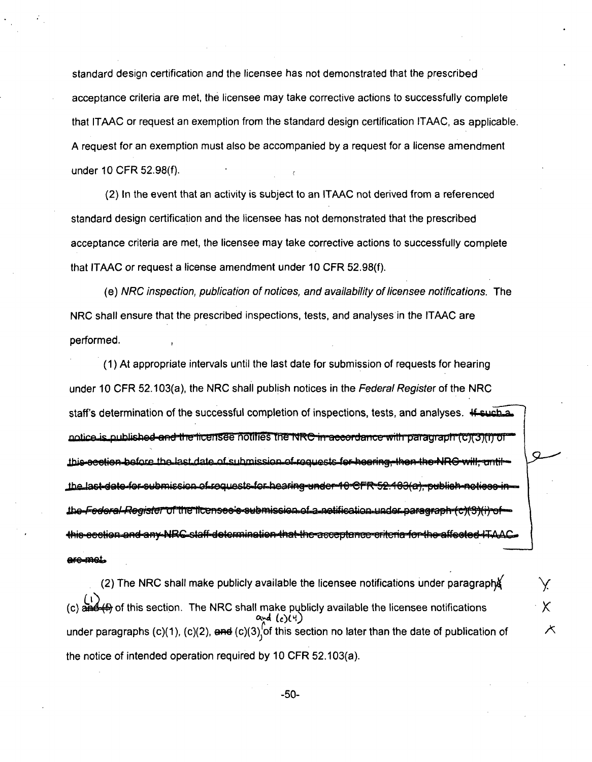standard design certification and the licensee has not demonstrated that the prescribed acceptance criteria are met, the licensee may take corrective actions to successfully complete that ITAAC or request an exemption from the standard design certification ITAAC, as applicable. A request for an exemption must also be accompanied by a request for a license amendment under 10 CFR 52.98(f).

(2) In the event that an activity is subject to an ITAAC not derived from a referenced standard design certification and the licensee has not demonstrated that the prescribed acceptance criteria are met, the licensee may take corrective actions to successfully complete that ITAAC or request a license amendment under 10 CFR 52.98(f).

(e) *NRC inspection, publication of notices, and availability of licensee notifications.* The NRC shall ensure that the prescribed inspections, tests, and analyses in the ITAAC are performed.

(1) At appropriate intervals until the last date for submission of requests for hearing under 10 CFR 52.103(a), the NRC shall publish notices in the *Federal Register* of the NRC staff's determination of the successful completion of inspections, tests, and analyses. ~~If such a notice is published and the licensee notifies the NRC in accordance with paragraph (c)(3)(i) of this section before the last date of submission of requests for hearing, then the NRC will, until the last date for submission of requests for hearing under 10 CFR 52.103(a), publish notices in the *Federal Register* of the licensee's submission of a notification under paragraph (c)(3)(i) of this section and any NRC staff determination that the acceptance criteria for the affected ITAAC are met.~~

(2) The NRC shall make publicly available the licensee notifications under paragraph~~s~~ (c) (1) ~~and (f)~~ of this section. The NRC shall make publicly available the licensee notifications under paragraphs (c)(1), (c)(2), ~~and~~ (c)(3), and (c)(4) of this section no later than the date of publication of the notice of intended operation required by 10 CFR 52.103(a).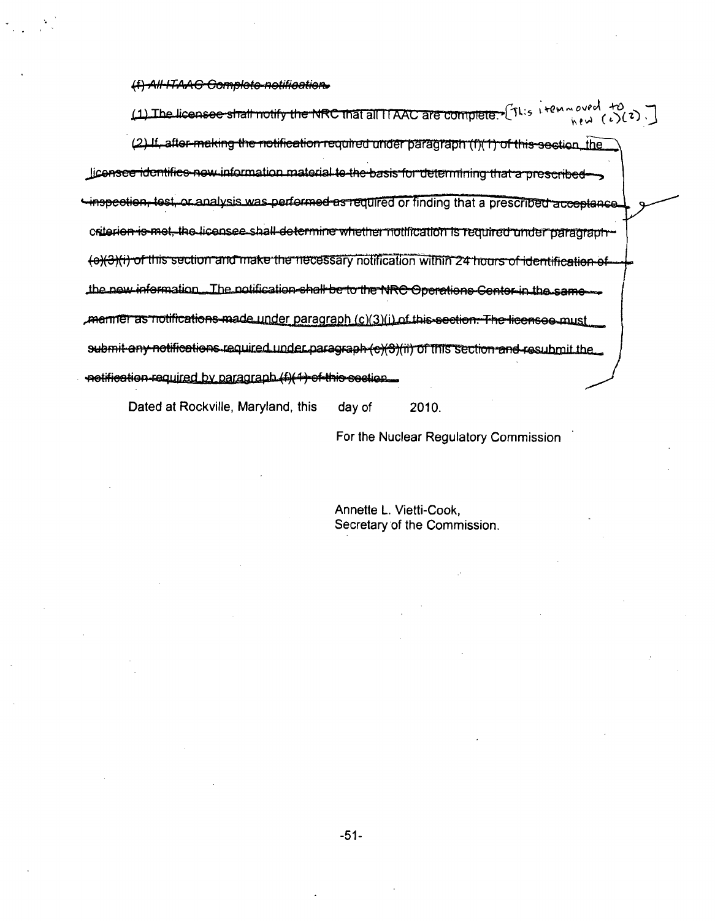~~*(f) All ITAAC Complete notification.*~~

~~(1) The licensee shall notify the NRC that all ITAAC are complete.~~ [This item moved to new (c)(2).]

~~(2) If, after making the notification required under paragraph (f)(1) of this section, the licensee identifies new information material to the basis for determining that a prescribed inspection, test, or analysis was performed as required or finding that a prescribed acceptance criterion is met, the licensee shall determine whether notification is required under paragraph (e)(3)(i) of this section and make the necessary notification within 24 hours of identification of the new information. The notification shall be to the NRC Operations Center in the same manner as notifications made under paragraph (c)(3)(i) of this section. The licensee must submit any notifications required under paragraph (e)(3)(ii) of this section and resubmit the notification required by paragraph (f)(1) of this section.~~

Dated at Rockville, Maryland, this day of 2010.

For the Nuclear Regulatory Commission

Annette L. Vietti-Cook,
Secretary of the Commission.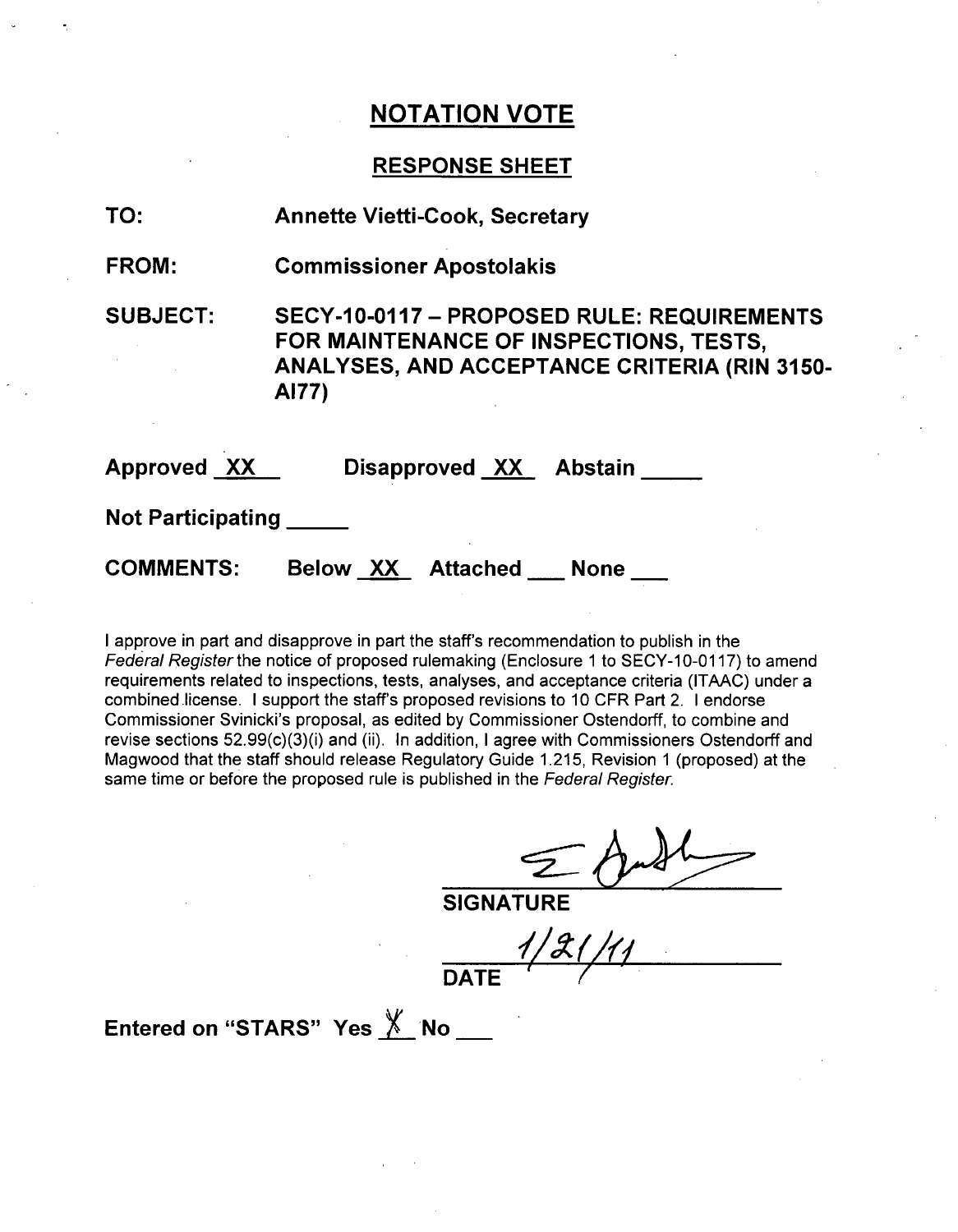# NOTATION VOTE

## RESPONSE SHEET

**TO:** Annette Vietti-Cook, Secretary

**FROM:** Commissioner Apostolakis

**SUBJECT:** SECY-10-0117 – PROPOSED RULE: REQUIREMENTS FOR MAINTENANCE OF INSPECTIONS, TESTS, ANALYSES, AND ACCEPTANCE CRITERIA (RIN 3150-AI77)

**Approved** XX **Disapproved** XX **Abstain** _____

**Not Participating** _____

**COMMENTS:** Below XX Attached ___ None ___

I approve in part and disapprove in part the staff's recommendation to publish in the *Federal Register* the notice of proposed rulemaking (Enclosure 1 to SECY-10-0117) to amend requirements related to inspections, tests, analyses, and acceptance criteria (ITAAC) under a combined license. I support the staff's proposed revisions to 10 CFR Part 2. I endorse Commissioner Svinicki's proposal, as edited by Commissioner Ostendorff, to combine and revise sections 52.99(c)(3)(i) and (ii). In addition, I agree with Commissioners Ostendorff and Magwood that the staff should release Regulatory Guide 1.215, Revision 1 (proposed) at the same time or before the proposed rule is published in the *Federal Register*.

SIGNATURE

1/21/11
DATE

**Entered on "STARS" Yes** X **No** ___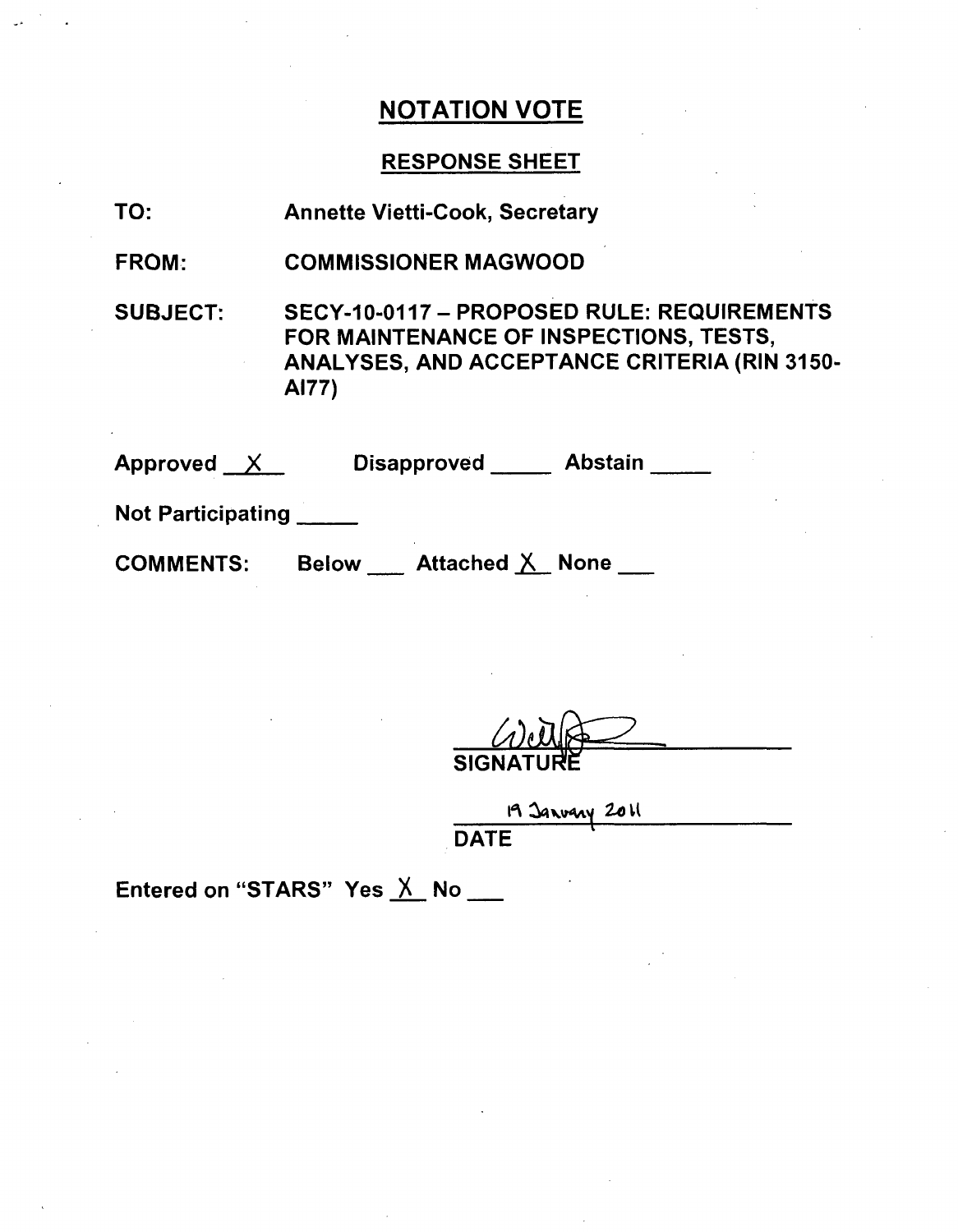## NOTATION VOTE

## RESPONSE SHEET

TO: Annette Vietti-Cook, Secretary

FROM: COMMISSIONER MAGWOOD

SUBJECT: SECY-10-0117 – PROPOSED RULE: REQUIREMENTS FOR MAINTENANCE OF INSPECTIONS, TESTS, ANALYSES, AND ACCEPTANCE CRITERIA (RIN 3150-AI77)

Approved X   Disapproved ____   Abstain ____

Not Participating ____

COMMENTS: Below ___ Attached X None ___

SIGNATURE

19 January 2011

DATE

Entered on "STARS" Yes X No ___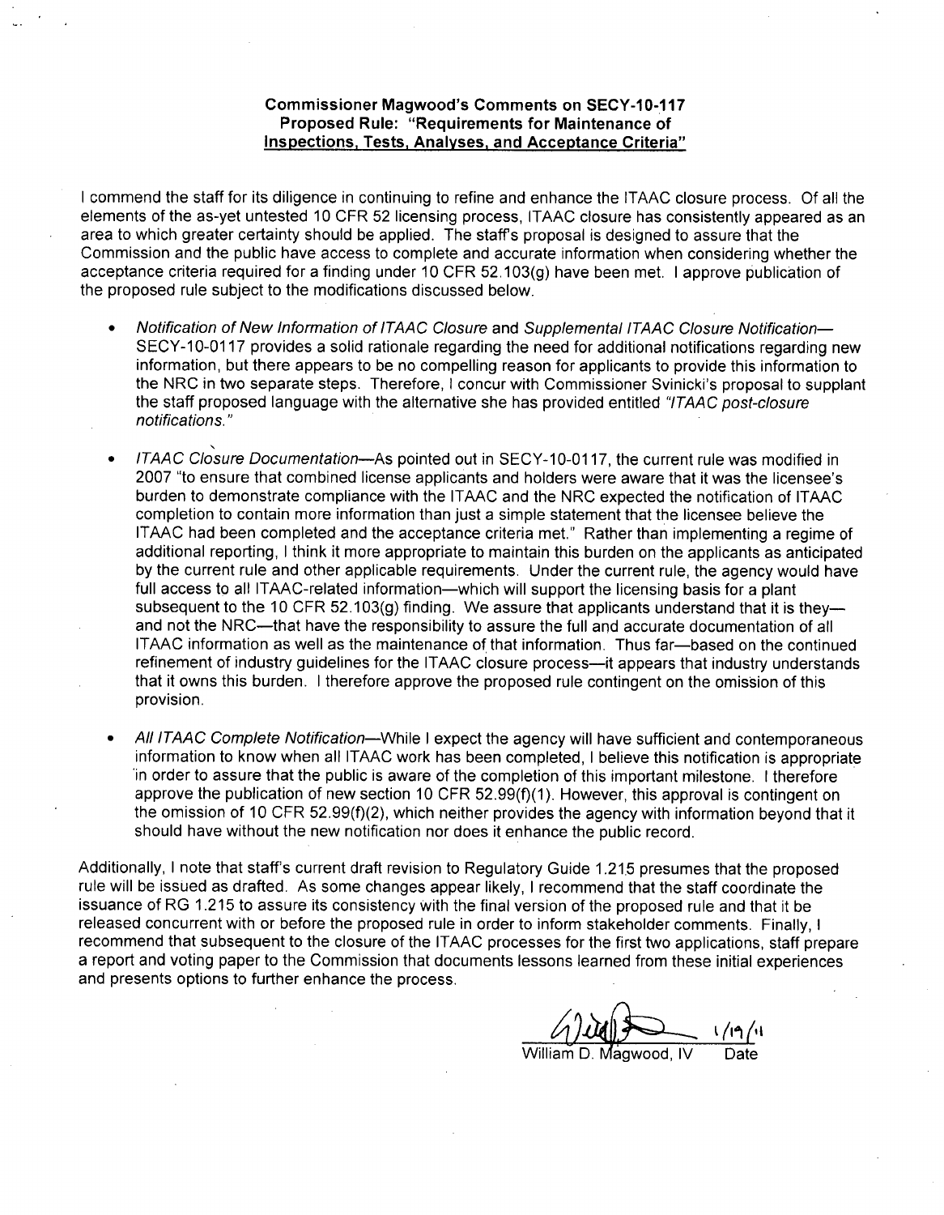**Commissioner Magwood's Comments on SECY-10-117**
**Proposed Rule: "Requirements for Maintenance of**
**Inspections, Tests, Analyses, and Acceptance Criteria"**

I commend the staff for its diligence in continuing to refine and enhance the ITAAC closure process. Of all the elements of the as-yet untested 10 CFR 52 licensing process, ITAAC closure has consistently appeared as an area to which greater certainty should be applied. The staff's proposal is designed to assure that the Commission and the public have access to complete and accurate information when considering whether the acceptance criteria required for a finding under 10 CFR 52.103(g) have been met. I approve publication of the proposed rule subject to the modifications discussed below.

- *Notification of New Information of ITAAC Closure* and *Supplemental ITAAC Closure Notification*— SECY-10-0117 provides a solid rationale regarding the need for additional notifications regarding new information, but there appears to be no compelling reason for applicants to provide this information to the NRC in two separate steps. Therefore, I concur with Commissioner Svinicki's proposal to supplant the staff proposed language with the alternative she has provided entitled *"ITAAC post-closure notifications."*

- *ITAAC Closure Documentation*—As pointed out in SECY-10-0117, the current rule was modified in 2007 "to ensure that combined license applicants and holders were aware that it was the licensee's burden to demonstrate compliance with the ITAAC and the NRC expected the notification of ITAAC completion to contain more information than just a simple statement that the licensee believe the ITAAC had been completed and the acceptance criteria met." Rather than implementing a regime of additional reporting, I think it more appropriate to maintain this burden on the applicants as anticipated by the current rule and other applicable requirements. Under the current rule, the agency would have full access to all ITAAC-related information—which will support the licensing basis for a plant subsequent to the 10 CFR 52.103(g) finding. We assure that applicants understand that it is they— and not the NRC—that have the responsibility to assure the full and accurate documentation of all ITAAC information as well as the maintenance of that information. Thus far—based on the continued refinement of industry guidelines for the ITAAC closure process—it appears that industry understands that it owns this burden. I therefore approve the proposed rule contingent on the omission of this provision.

- *All ITAAC Complete Notification*—While I expect the agency will have sufficient and contemporaneous information to know when all ITAAC work has been completed, I believe this notification is appropriate in order to assure that the public is aware of the completion of this important milestone. I therefore approve the publication of new section 10 CFR 52.99(f)(1). However, this approval is contingent on the omission of 10 CFR 52.99(f)(2), which neither provides the agency with information beyond that it should have without the new notification nor does it enhance the public record.

Additionally, I note that staff's current draft revision to Regulatory Guide 1.215 presumes that the proposed rule will be issued as drafted. As some changes appear likely, I recommend that the staff coordinate the issuance of RG 1.215 to assure its consistency with the final version of the proposed rule and that it be released concurrent with or before the proposed rule in order to inform stakeholder comments. Finally, I recommend that subsequent to the closure of the ITAAC processes for the first two applications, staff prepare a report and voting paper to the Commission that documents lessons learned from these initial experiences and presents options to further enhance the process.

William D. Magwood, IV — 1/19/11
Date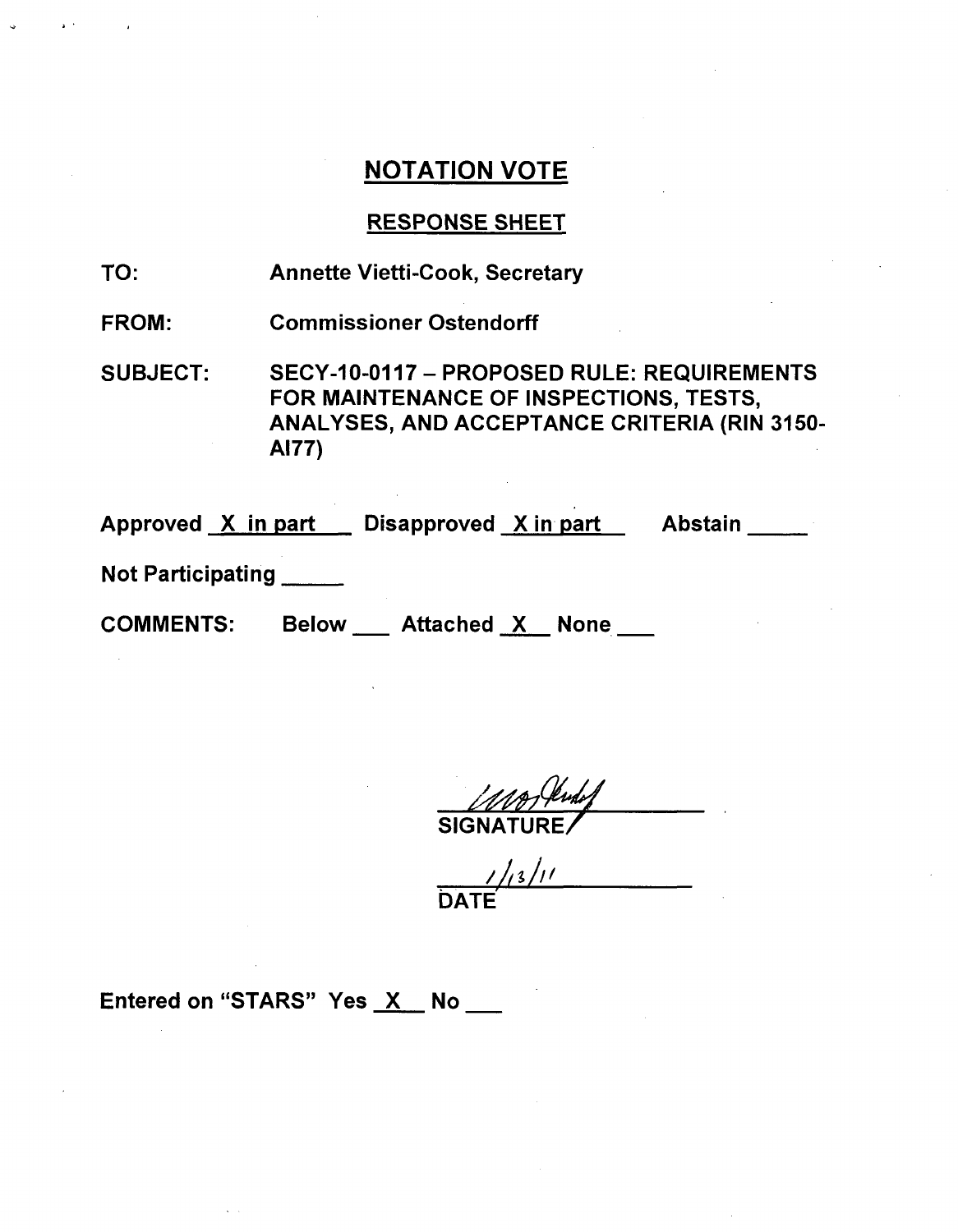# NOTATION VOTE

## RESPONSE SHEET

TO: Annette Vietti-Cook, Secretary

FROM: Commissioner Ostendorff

SUBJECT: SECY-10-0117 – PROPOSED RULE: REQUIREMENTS FOR MAINTENANCE OF INSPECTIONS, TESTS, ANALYSES, AND ACCEPTANCE CRITERIA (RIN 3150-AI77)

Approved X in part Disapproved X in part Abstain ____

Not Participating ____

COMMENTS: Below ___ Attached X None ___

SIGNATURE

1/13/11

DATE

Entered on "STARS" Yes X No ___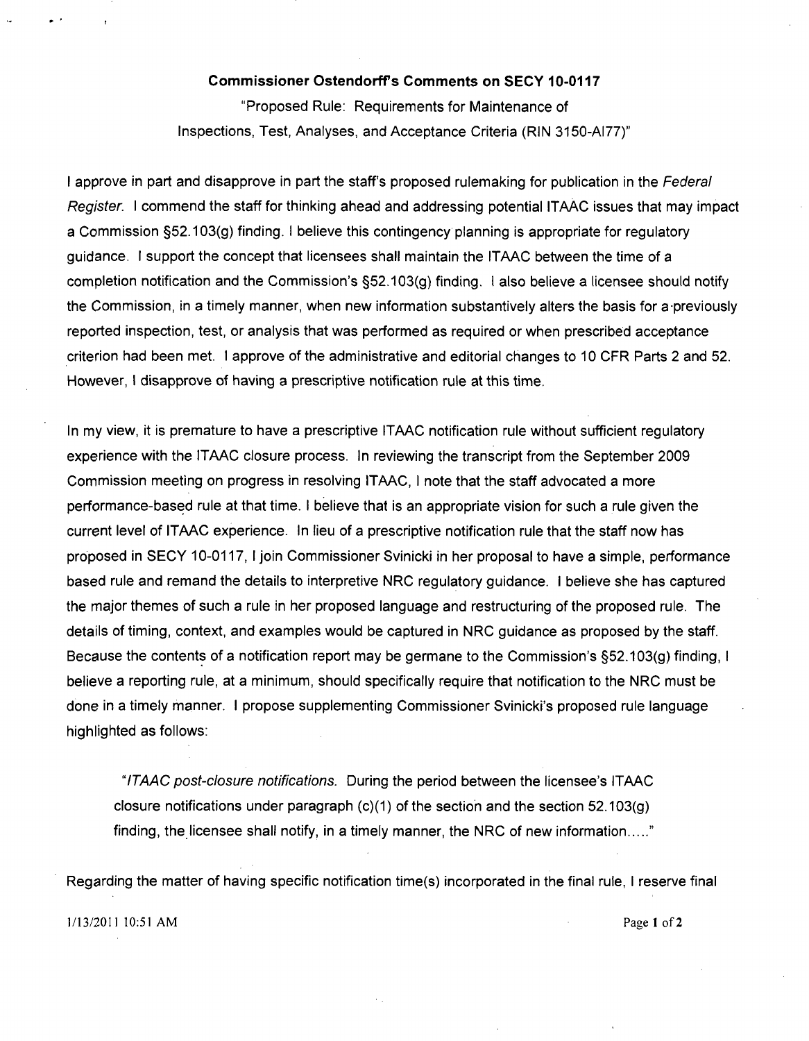**Commissioner Ostendorff's Comments on SECY 10-0117**

"Proposed Rule: Requirements for Maintenance of Inspections, Test, Analyses, and Acceptance Criteria (RIN 3150-AI77)"

I approve in part and disapprove in part the staff's proposed rulemaking for publication in the *Federal Register*. I commend the staff for thinking ahead and addressing potential ITAAC issues that may impact a Commission §52.103(g) finding. I believe this contingency planning is appropriate for regulatory guidance. I support the concept that licensees shall maintain the ITAAC between the time of a completion notification and the Commission's §52.103(g) finding. I also believe a licensee should notify the Commission, in a timely manner, when new information substantively alters the basis for a previously reported inspection, test, or analysis that was performed as required or when prescribed acceptance criterion had been met. I approve of the administrative and editorial changes to 10 CFR Parts 2 and 52. However, I disapprove of having a prescriptive notification rule at this time.

In my view, it is premature to have a prescriptive ITAAC notification rule without sufficient regulatory experience with the ITAAC closure process. In reviewing the transcript from the September 2009 Commission meeting on progress in resolving ITAAC, I note that the staff advocated a more performance-based rule at that time. I believe that is an appropriate vision for such a rule given the current level of ITAAC experience. In lieu of a prescriptive notification rule that the staff now has proposed in SECY 10-0117, I join Commissioner Svinicki in her proposal to have a simple, performance based rule and remand the details to interpretive NRC regulatory guidance. I believe she has captured the major themes of such a rule in her proposed language and restructuring of the proposed rule. The details of timing, context, and examples would be captured in NRC guidance as proposed by the staff. Because the contents of a notification report may be germane to the Commission's §52.103(g) finding, I believe a reporting rule, at a minimum, should specifically require that notification to the NRC must be done in a timely manner. I propose supplementing Commissioner Svinicki's proposed rule language highlighted as follows:

> "*ITAAC post-closure notifications.* During the period between the licensee's ITAAC closure notifications under paragraph (c)(1) of the section and the section 52.103(g) finding, the licensee shall notify, in a timely manner, the NRC of new information....."

Regarding the matter of having specific notification time(s) incorporated in the final rule, I reserve final

1/13/2011 10:51 AM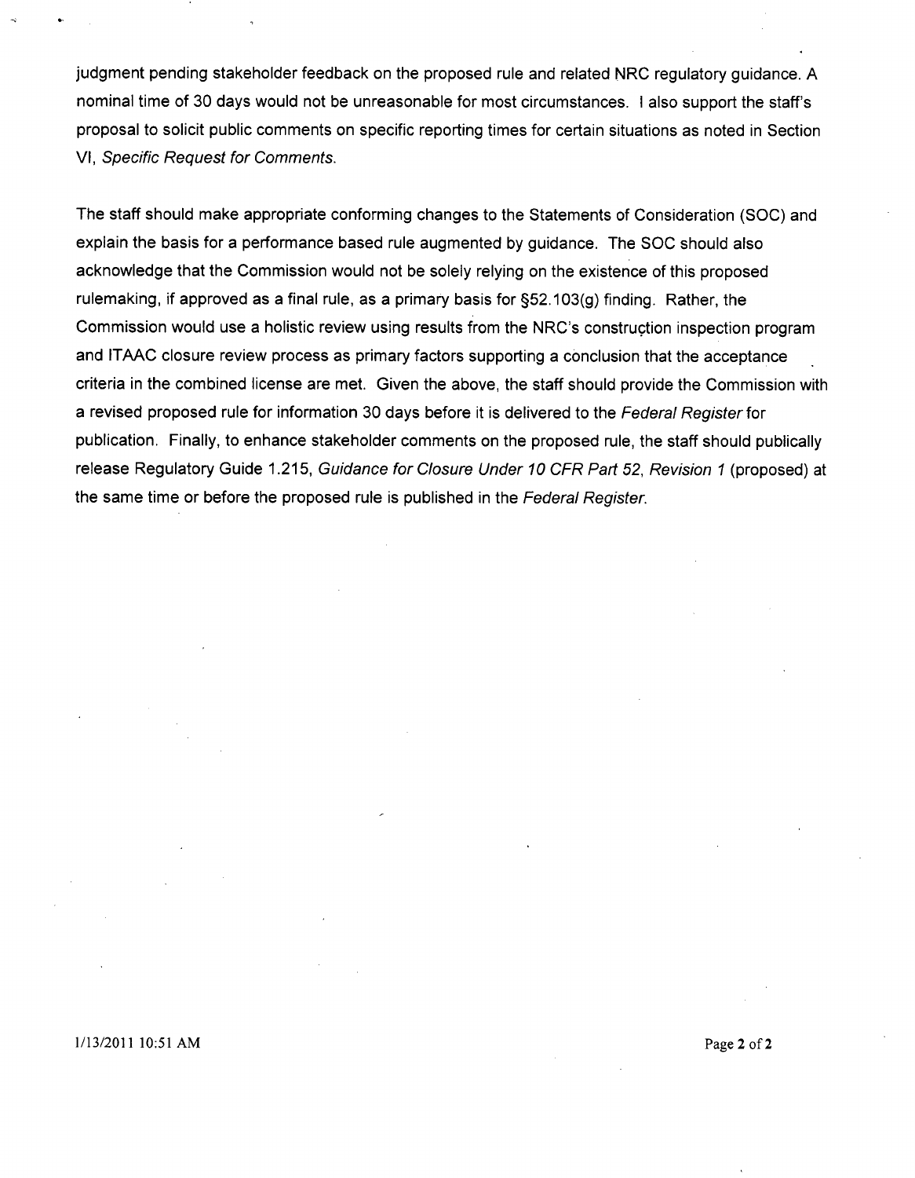judgment pending stakeholder feedback on the proposed rule and related NRC regulatory guidance. A nominal time of 30 days would not be unreasonable for most circumstances. I also support the staff's proposal to solicit public comments on specific reporting times for certain situations as noted in Section VI, *Specific Request for Comments*.

The staff should make appropriate conforming changes to the Statements of Consideration (SOC) and explain the basis for a performance based rule augmented by guidance. The SOC should also acknowledge that the Commission would not be solely relying on the existence of this proposed rulemaking, if approved as a final rule, as a primary basis for §52.103(g) finding. Rather, the Commission would use a holistic review using results from the NRC's construction inspection program and ITAAC closure review process as primary factors supporting a conclusion that the acceptance criteria in the combined license are met. Given the above, the staff should provide the Commission with a revised proposed rule for information 30 days before it is delivered to the *Federal Register* for publication. Finally, to enhance stakeholder comments on the proposed rule, the staff should publically release Regulatory Guide 1.215, *Guidance for Closure Under 10 CFR Part 52, Revision 1* (proposed) at the same time or before the proposed rule is published in the *Federal Register*.

1/13/2011 10:51 AM